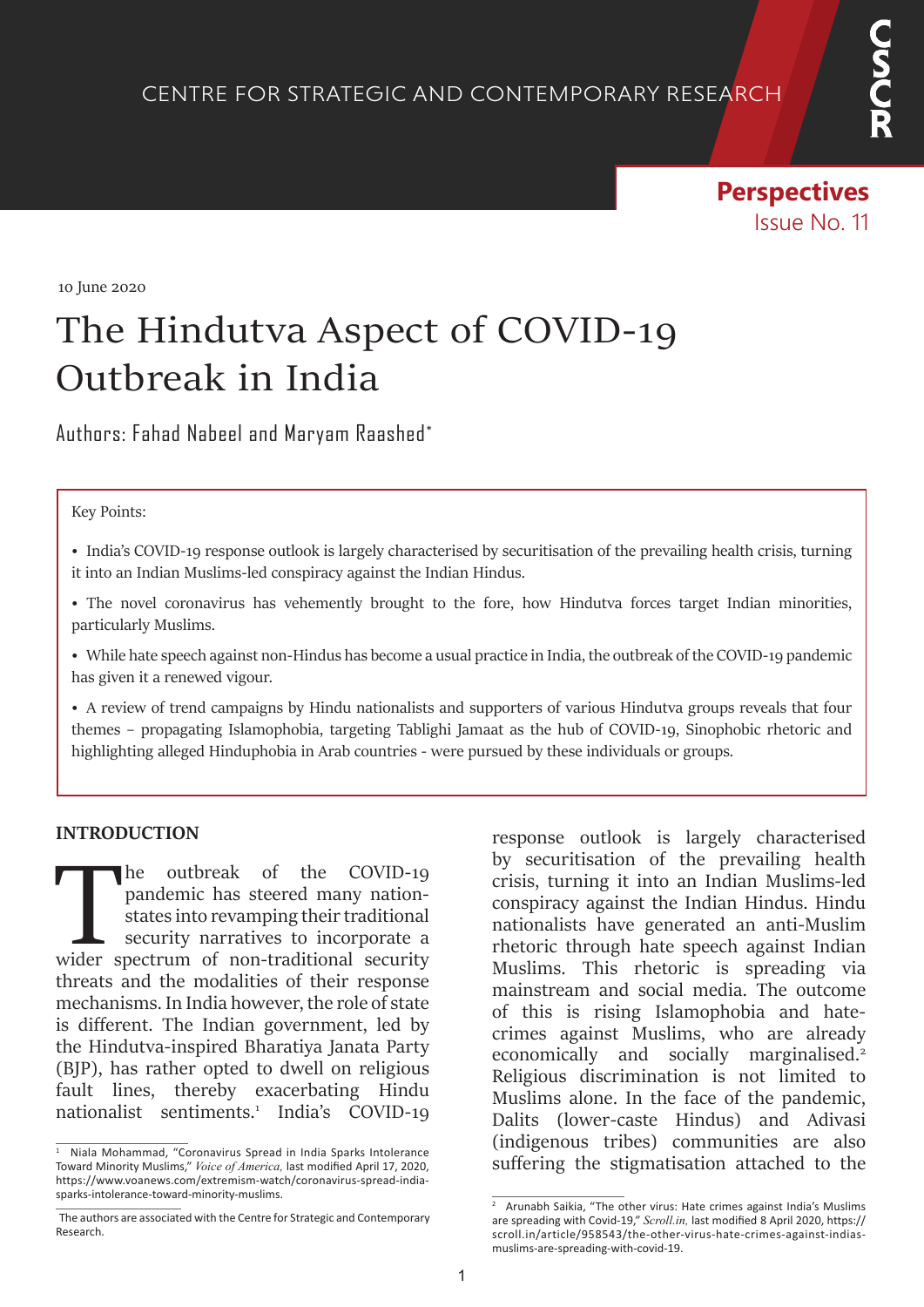CENTRE FOR STRATEGIC AND CONTEMPORARY RESEARCH

**Perspectives**
Issue No. 11

10 June 2020

# The Hindutva Aspect of COVID-19 Outbreak in India

Authors: Fahad Nabeel and Maryam Raashed*

Key Points:

- India's COVID-19 response outlook is largely characterised by securitisation of the prevailing health crisis, turning it into an Indian Muslims-led conspiracy against the Indian Hindus.
- The novel coronavirus has vehemently brought to the fore, how Hindutva forces target Indian minorities, particularly Muslims.
- While hate speech against non-Hindus has become a usual practice in India, the outbreak of the COVID-19 pandemic has given it a renewed vigour.
- A review of trend campaigns by Hindu nationalists and supporters of various Hindutva groups reveals that four themes – propagating Islamophobia, targeting Tablighi Jamaat as the hub of COVID-19, Sinophobic rhetoric and highlighting alleged Hinduphobia in Arab countries - were pursued by these individuals or groups.

## INTRODUCTION

The outbreak of the COVID-19 pandemic has steered many nation-states into revamping their traditional security narratives to incorporate a wider spectrum of non-traditional security threats and the modalities of their response mechanisms. In India however, the role of state is different. The Indian government, led by the Hindutva-inspired Bharatiya Janata Party (BJP), has rather opted to dwell on religious fault lines, thereby exacerbating Hindu nationalist sentiments.[1] India's COVID-19 response outlook is largely characterised by securitisation of the prevailing health crisis, turning it into an Indian Muslims-led conspiracy against the Indian Hindus. Hindu nationalists have generated an anti-Muslim rhetoric through hate speech against Indian Muslims. This rhetoric is spreading via mainstream and social media. The outcome of this is rising Islamophobia and hate-crimes against Muslims, who are already economically and socially marginalised.[2] Religious discrimination is not limited to Muslims alone. In the face of the pandemic, Dalits (lower-caste Hindus) and Adivasi (indigenous tribes) communities are also suffering the stigmatisation attached to the

---

[1] Niala Mohammad, "Coronavirus Spread in India Sparks Intolerance Toward Minority Muslims," *Voice of America,* last modified April 17, 2020, https://www.voanews.com/extremism-watch/coronavirus-spread-india-sparks-intolerance-toward-minority-muslims.

* The authors are associated with the Centre for Strategic and Contemporary Research.

[2] Arunabh Saikia, "The other virus: Hate crimes against India's Muslims are spreading with Covid-19," *Scroll.in,* last modified 8 April 2020, https://scroll.in/article/958543/the-other-virus-hate-crimes-against-indias-muslims-are-spreading-with-covid-19.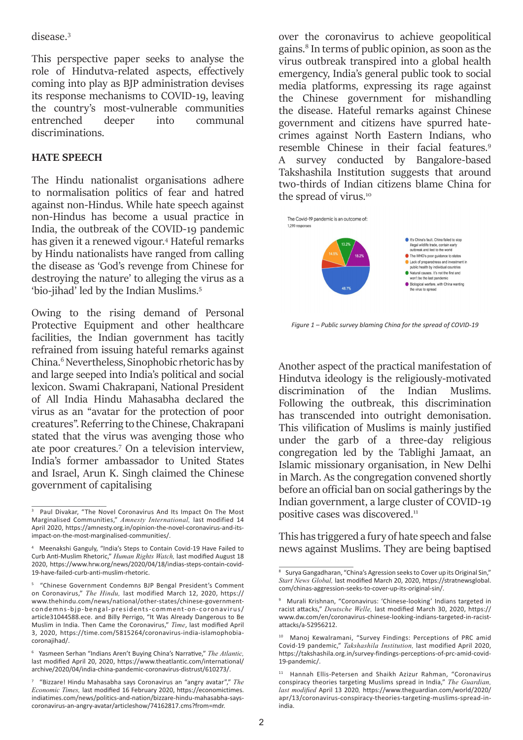disease.[3]

This perspective paper seeks to analyse the role of Hindutva-related aspects, effectively coming into play as BJP administration devises its response mechanisms to COVID-19, leaving the country's most-vulnerable communities entrenched deeper into communal discriminations.

## HATE SPEECH

The Hindu nationalist organisations adhere to normalisation politics of fear and hatred against non-Hindus. While hate speech against non-Hindus has become a usual practice in India, the outbreak of the COVID-19 pandemic has given it a renewed vigour.[4] Hateful remarks by Hindu nationalists have ranged from calling the disease as 'God's revenge from Chinese for destroying the nature' to alleging the virus as a 'bio-jihad' led by the Indian Muslims.[5]

Owing to the rising demand of Personal Protective Equipment and other healthcare facilities, the Indian government has tacitly refrained from issuing hateful remarks against China.[6] Nevertheless, Sinophobic rhetoric has by and large seeped into India's political and social lexicon. Swami Chakrapani, National President of All India Hindu Mahasabha declared the virus as an "avatar for the protection of poor creatures". Referring to the Chinese, Chakrapani stated that the virus was avenging those who ate poor creatures.[7] On a television interview, India's former ambassador to United States and Israel, Arun K. Singh claimed the Chinese government of capitalising over the coronavirus to achieve geopolitical gains.[8] In terms of public opinion, as soon as the virus outbreak transpired into a global health emergency, India's general public took to social media platforms, expressing its rage against the Chinese government for mishandling the disease. Hateful remarks against Chinese government and citizens have spurred hate-crimes against North Eastern Indians, who resemble Chinese in their facial features.[9] A survey conducted by Bangalore-based Takshashila Institution suggests that around two-thirds of Indian citizens blame China for the spread of virus.[10]

The Covid-19 pandemic is an outcome of:
1,299 responses

- It's China's fault. China failed to stop illegal wildlife trade, contain early outbreak and lied to the world — 48.7%
- The WHO's poor guidance to states
- Lack of preparedness and investment in public health by individual countries — 14.5%
- Natural causes. It's not the first and won't be the last pandemic — 13.2%
- Biological warfare, with China wanting the virus to spread — 18.2%

*Figure 1 – Public survey blaming China for the spread of COVID-19*

Another aspect of the practical manifestation of Hindutva ideology is the religiously-motivated discrimination of the Indian Muslims. Following the outbreak, this discrimination has transcended into outright demonisation. This vilification of Muslims is mainly justified under the garb of a three-day religious congregation led by the Tablighi Jamaat, an Islamic missionary organisation, in New Delhi in March. As the congregation convened shortly before an official ban on social gatherings by the Indian government, a large cluster of COVID-19 positive cases was discovered.[11]

This has triggered a fury of hate speech and false news against Muslims. They are being baptised

---

[3] Paul Divakar, "The Novel Coronavirus And Its Impact On The Most Marginalised Communities," *Amnesty International,* last modified 14 April 2020, https://amnesty.org.in/opinion-the-novel-coronavirus-and-its-impact-on-the-most-marginalised-communities/.

[4] Meenakshi Ganguly, "India's Steps to Contain Covid-19 Have Failed to Curb Anti-Muslim Rhetoric," *Human Rights Watch,* last modified August 18 2020, https://www.hrw.org/news/2020/04/18/indias-steps-contain-covid-19-have-failed-curb-anti-muslim-rhetoric.

[5] "Chinese Government Condemns BJP Bengal President's Comment on Coronavirus," *The Hindu,* last modified March 12, 2020, https://www.thehindu.com/news/national/other-states/chinese-government-condemns-bjp-bengal-presidents-comment-on-coronavirus/article31044588.ece. and Billy Perrigo, "It Was Already Dangerous to Be Muslim in India. Then Came the Coronavirus," *Time,* last modified April 3, 2020, https://time.com/5815264/coronavirus-india-islamophobia-coronajihad/.

[6] Yasmeen Serhan "Indians Aren't Buying China's Narrative," *The Atlantic,* last modified April 20, 2020, https://www.theatlantic.com/international/archive/2020/04/india-china-pandemic-coronavirus-distrust/610273/.

[7] "Bizzare! Hindu Mahasabha says Coronavirus an "angry avatar"," *The Economic Times,* last modified 16 February 2020, https://economictimes.indiatimes.com/news/politics-and-nation/bizzare-hindu-mahasabha-says-coronavirus-an-angry-avatar/articleshow/74162817.cms?from=mdr.

[8] Surya Gangadharan, "China's Agression seeks to Cover up its Original Sin," *Start News Global,* last modified March 20, 2020, https://stratnewsglobal.com/chinas-aggression-seeks-to-cover-up-its-original-sin/.

[9] Murali Krishnan, "Coronavirus: 'Chinese-looking' Indians targeted in racist attacks," *Deutsche Welle,* last modified March 30, 2020, https://www.dw.com/en/coronavirus-chinese-looking-indians-targeted-in-racist-attacks/a-52956212.

[10] Manoj Kewalramani, "Survey Findings: Perceptions of PRC amid Covid-19 pandemic," *Takshashila Institution,* last modified April 2020, https://takshashila.org.in/survey-findings-perceptions-of-prc-amid-covid-19-pandemic/.

[11] Hannah Ellis-Petersen and Shaikh Azizur Rahman, "Coronavirus conspiracy theories targeting Muslims spread in India," *The Guardian, last modified* April 13 2020, https://www.theguardian.com/world/2020/apr/13/coronavirus-conspiracy-theories-targeting-muslims-spread-in-india.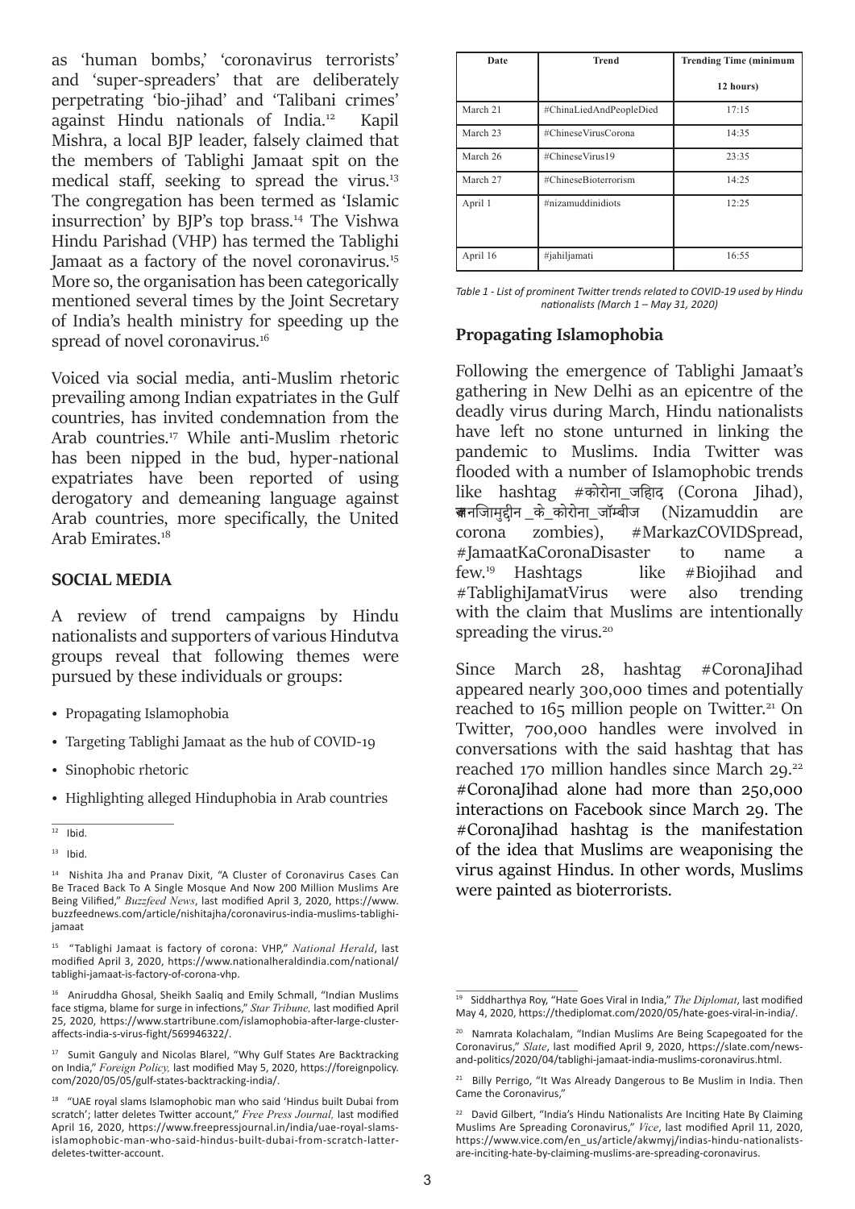as 'human bombs,' 'coronavirus terrorists' and 'super-spreaders' that are deliberately perpetrating 'bio-jihad' and 'Talibani crimes' against Hindu nationals of India.[12] Kapil Mishra, a local BJP leader, falsely claimed that the members of Tablighi Jamaat spit on the medical staff, seeking to spread the virus.[13] The congregation has been termed as 'Islamic insurrection' by BJP's top brass.[14] The Vishwa Hindu Parishad (VHP) has termed the Tablighi Jamaat as a factory of the novel coronavirus.[15] More so, the organisation has been categorically mentioned several times by the Joint Secretary of India's health ministry for speeding up the spread of novel coronavirus.[16]

Voiced via social media, anti-Muslim rhetoric prevailing among Indian expatriates in the Gulf countries, has invited condemnation from the Arab countries.[17] While anti-Muslim rhetoric has been nipped in the bud, hyper-national expatriates have been reported of using derogatory and demeaning language against Arab countries, more specifically, the United Arab Emirates.[18]

## SOCIAL MEDIA

A review of trend campaigns by Hindu nationalists and supporters of various Hindutva groups reveal that following themes were pursued by these individuals or groups:

- Propagating Islamophobia
- Targeting Tablighi Jamaat as the hub of COVID-19
- Sinophobic rhetoric
- Highlighting alleged Hinduphobia in Arab countries

| Date | Trend | Trending Time (minimum 12 hours) |
|---|---|---|
| March 21 | #ChinaLiedAndPeopleDied | 17:15 |
| March 23 | #ChineseVirusCorona | 14:35 |
| March 26 | #ChineseVirus19 | 23:35 |
| March 27 | #ChineseBioterrorism | 14:25 |
| April 1 | #nizamuddinidiots | 12:25 |
| April 16 | #jahiljamati | 16:55 |

*Table 1 - List of prominent Twitter trends related to COVID-19 used by Hindu nationalists (March 1 – May 31, 2020)*

### Propagating Islamophobia

Following the emergence of Tablighi Jamaat's gathering in New Delhi as an epicentre of the deadly virus during March, Hindu nationalists have left no stone unturned in linking the pandemic to Muslims. India Twitter was flooded with a number of Islamophobic trends like hashtag #कोरोना_जिहाद (Corona Jihad), #निजामुद्दीन_के_कोरोना_जॉम्बीज (Nizamuddin are corona zombies), #MarkazCOVIDSpread, #JamaatKaCoronaDisaster to name a few.[19] Hashtags like #Biojihad and #TablighiJamatVirus were also trending with the claim that Muslims are intentionally spreading the virus.[20]

Since March 28, hashtag #CoronaJihad appeared nearly 300,000 times and potentially reached to 165 million people on Twitter.[21] On Twitter, 700,000 handles were involved in conversations with the said hashtag that has reached 170 million handles since March 29.[22] #CoronaJihad alone had more than 250,000 interactions on Facebook since March 29. The #CoronaJihad hashtag is the manifestation of the idea that Muslims are weaponising the virus against Hindus. In other words, Muslims were painted as bioterrorists.

---

[12] Ibid.

[13] Ibid.

[14] Nishita Jha and Pranav Dixit, "A Cluster of Coronavirus Cases Can Be Traced Back To A Single Mosque And Now 200 Million Muslims Are Being Vilified," *Buzzfeed News*, last modified April 3, 2020, https://www.buzzfeednews.com/article/nishitajha/coronavirus-india-muslims-tablighi-jamaat

[15] "Tablighi Jamaat is factory of corona: VHP," *National Herald*, last modified April 3, 2020, https://www.nationalheraldindia.com/national/tablighi-jamaat-is-factory-of-corona-vhp.

[16] Aniruddha Ghosal, Sheikh Saaliq and Emily Schmall, "Indian Muslims face stigma, blame for surge in infections," *Star Tribune,* last modified April 25, 2020, https://www.startribune.com/islamophobia-after-large-cluster-affects-india-s-virus-fight/569946322/.

[17] Sumit Ganguly and Nicolas Blarel, "Why Gulf States Are Backtracking on India," *Foreign Policy,* last modified May 5, 2020, https://foreignpolicy.com/2020/05/05/gulf-states-backtracking-india/.

[18] "UAE royal slams Islamophobic man who said 'Hindus built Dubai from scratch'; latter deletes Twitter account," *Free Press Journal,* last modified April 16, 2020, https://www.freepressjournal.in/india/uae-royal-slams-islamophobic-man-who-said-hindus-built-dubai-from-scratch-latter-deletes-twitter-account.

[19] Siddharthya Roy, "Hate Goes Viral in India," *The Diplomat*, last modified May 4, 2020, https://thediplomat.com/2020/05/hate-goes-viral-in-india/.

[20] Namrata Kolachalam, "Indian Muslims Are Being Scapegoated for the Coronavirus," *Slate*, last modified April 9, 2020, https://slate.com/news-and-politics/2020/04/tablighi-jamaat-india-muslims-coronavirus.html.

[21] Billy Perrigo, "It Was Already Dangerous to Be Muslim in India. Then Came the Coronavirus,"

[22] David Gilbert, "India's Hindu Nationalists Are Inciting Hate By Claiming Muslims Are Spreading Coronavirus," *Vice*, last modified April 11, 2020, https://www.vice.com/en_us/article/akwmyj/indias-hindu-nationalists-are-inciting-hate-by-claiming-muslims-are-spreading-coronavirus.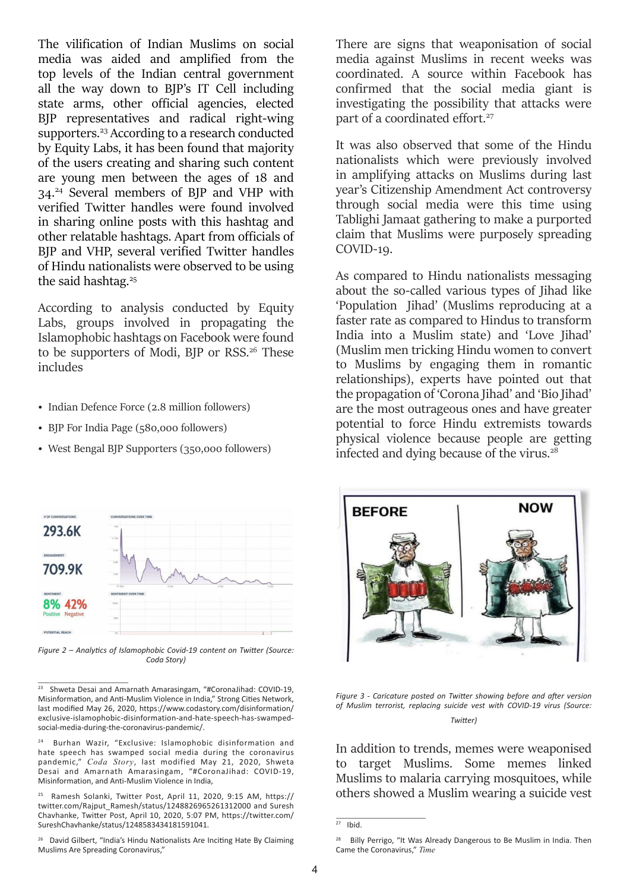The vilification of Indian Muslims on social media was aided and amplified from the top levels of the Indian central government all the way down to BJP's IT Cell including state arms, other official agencies, elected BJP representatives and radical right-wing supporters.[23] According to a research conducted by Equity Labs, it has been found that majority of the users creating and sharing such content are young men between the ages of 18 and 34.[24] Several members of BJP and VHP with verified Twitter handles were found involved in sharing online posts with this hashtag and other relatable hashtags. Apart from officials of BJP and VHP, several verified Twitter handles of Hindu nationalists were observed to be using the said hashtag.[25]

According to analysis conducted by Equity Labs, groups involved in propagating the Islamophobic hashtags on Facebook were found to be supporters of Modi, BJP or RSS.[26] These includes

- Indian Defence Force (2.8 million followers)
- BJP For India Page (580,000 followers)
- West Bengal BJP Supporters (350,000 followers)

*Figure 2 – Analytics of Islamophobic Covid-19 content on Twitter (Source: Coda Story)*

There are signs that weaponisation of social media against Muslims in recent weeks was coordinated. A source within Facebook has confirmed that the social media giant is investigating the possibility that attacks were part of a coordinated effort.[27]

It was also observed that some of the Hindu nationalists which were previously involved in amplifying attacks on Muslims during last year's Citizenship Amendment Act controversy through social media were this time using Tablighi Jamaat gathering to make a purported claim that Muslims were purposely spreading COVID-19.

As compared to Hindu nationalists messaging about the so-called various types of Jihad like 'Population Jihad' (Muslims reproducing at a faster rate as compared to Hindus to transform India into a Muslim state) and 'Love Jihad' (Muslim men tricking Hindu women to convert to Muslims by engaging them in romantic relationships), experts have pointed out that the propagation of 'Corona Jihad' and 'Bio Jihad' are the most outrageous ones and have greater potential to force Hindu extremists towards physical violence because people are getting infected and dying because of the virus.[28]

*Figure 3 - Caricature posted on Twitter showing before and after version of Muslim terrorist, replacing suicide vest with COVID-19 virus (Source: Twitter)*

In addition to trends, memes were weaponised to target Muslims. Some memes linked Muslims to malaria carrying mosquitoes, while others showed a Muslim wearing a suicide vest

---

[23] Shweta Desai and Amarnath Amarasingam, "#CoronaJihad: COVID-19, Misinformation, and Anti-Muslim Violence in India," Strong Cities Network, last modified May 26, 2020, https://www.codastory.com/disinformation/exclusive-islamophobic-disinformation-and-hate-speech-has-swamped-social-media-during-the-coronavirus-pandemic/.

[24] Burhan Wazir, "Exclusive: Islamophobic disinformation and hate speech has swamped social media during the coronavirus pandemic," *Coda Story*, last modified May 21, 2020, Shweta Desai and Amarnath Amarasingam, "#CoronaJihad: COVID-19, Misinformation, and Anti-Muslim Violence in India,

[25] Ramesh Solanki, Twitter Post, April 11, 2020, 9:15 AM, https://twitter.com/Rajput_Ramesh/status/1248826965261312000 and Suresh Chavhanke, Twitter Post, April 10, 2020, 5:07 PM, https://twitter.com/SureshChavhanke/status/1248583434181591041.

[26] David Gilbert, "India's Hindu Nationalists Are Inciting Hate By Claiming Muslims Are Spreading Coronavirus,"

[27] Ibid.

[28] Billy Perrigo, "It Was Already Dangerous to Be Muslim in India. Then Came the Coronavirus," *Time*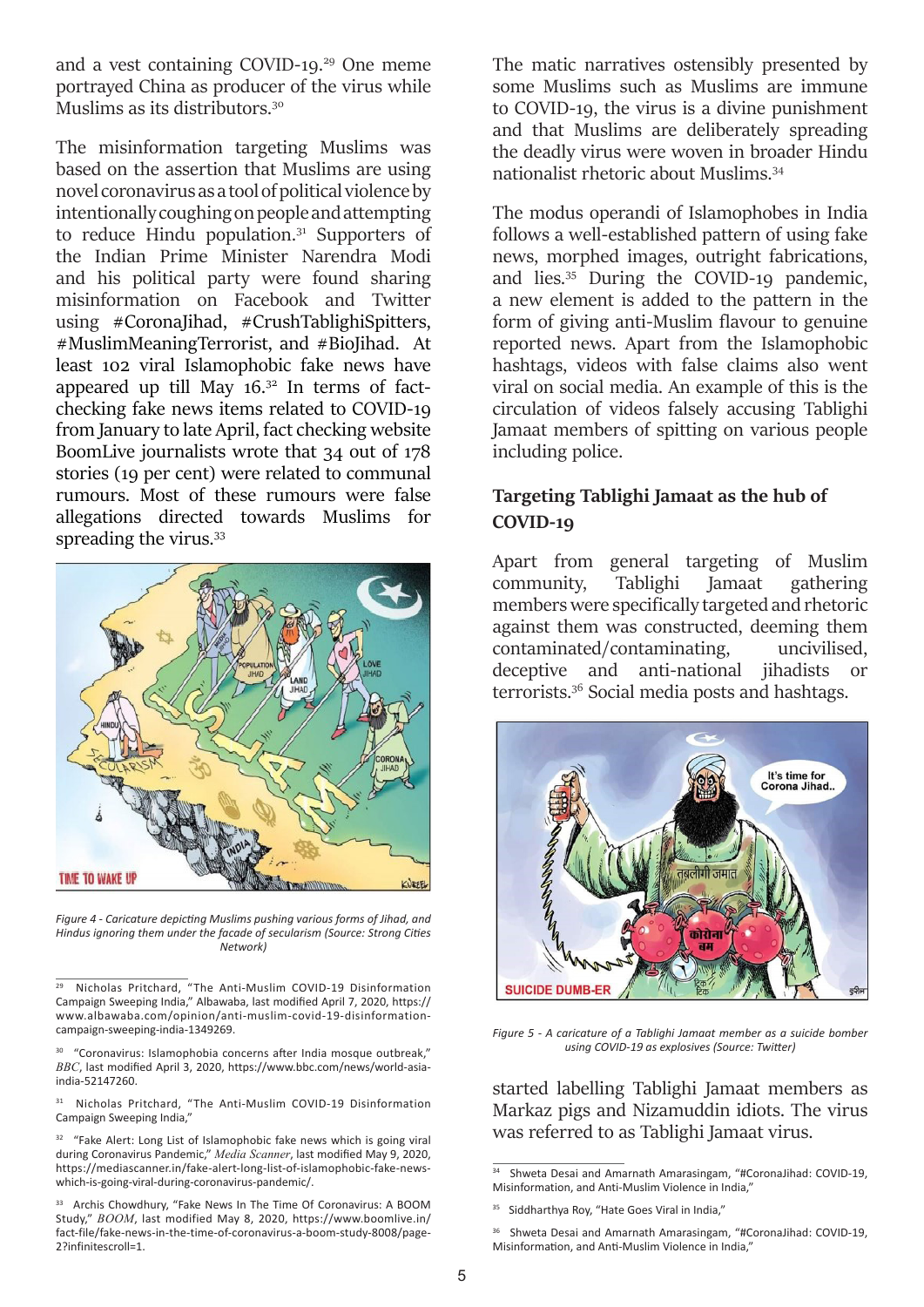and a vest containing COVID-19.[29] One meme portrayed China as producer of the virus while Muslims as its distributors.[30]

The misinformation targeting Muslims was based on the assertion that Muslims are using novel coronavirus as a tool of political violence by intentionally coughing on people and attempting to reduce Hindu population.[31] Supporters of the Indian Prime Minister Narendra Modi and his political party were found sharing misinformation on Facebook and Twitter using #CoronaJihad, #CrushTablighiSpitters, #MuslimMeaningTerrorist, and #BioJihad. At least 102 viral Islamophobic fake news have appeared up till May 16.[32] In terms of fact-checking fake news items related to COVID-19 from January to late April, fact checking website BoomLive journalists wrote that 34 out of 178 stories (19 per cent) were related to communal rumours. Most of these rumours were false allegations directed towards Muslims for spreading the virus.[33]

*Figure 4 - Caricature depicting Muslims pushing various forms of Jihad, and Hindus ignoring them under the facade of secularism (Source: Strong Cities Network)*

The matic narratives ostensibly presented by some Muslims such as Muslims are immune to COVID-19, the virus is a divine punishment and that Muslims are deliberately spreading the deadly virus were woven in broader Hindu nationalist rhetoric about Muslims.[34]

The modus operandi of Islamophobes in India follows a well-established pattern of using fake news, morphed images, outright fabrications, and lies.[35] During the COVID-19 pandemic, a new element is added to the pattern in the form of giving anti-Muslim flavour to genuine reported news. Apart from the Islamophobic hashtags, videos with false claims also went viral on social media. An example of this is the circulation of videos falsely accusing Tablighi Jamaat members of spitting on various people including police.

### Targeting Tablighi Jamaat as the hub of COVID-19

Apart from general targeting of Muslim community, Tablighi Jamaat gathering members were specifically targeted and rhetoric against them was constructed, deeming them contaminated/contaminating, uncivilised, deceptive and anti-national jihadists or terrorists.[36] Social media posts and hashtags

*Figure 5 - A caricature of a Tablighi Jamaat member as a suicide bomber using COVID-19 as explosives (Source: Twitter)*

started labelling Tablighi Jamaat members as Markaz pigs and Nizamuddin idiots. The virus was referred to as Tablighi Jamaat virus.

---

[29] Nicholas Pritchard, "The Anti-Muslim COVID-19 Disinformation Campaign Sweeping India," Albawaba, last modified April 7, 2020, https://www.albawaba.com/opinion/anti-muslim-covid-19-disinformation-campaign-sweeping-india-1349269.

[30] "Coronavirus: Islamophobia concerns after India mosque outbreak," *BBC*, last modified April 3, 2020, https://www.bbc.com/news/world-asia-india-52147260.

[31] Nicholas Pritchard, "The Anti-Muslim COVID-19 Disinformation Campaign Sweeping India,"

[32] "Fake Alert: Long List of Islamophobic fake news which is going viral during Coronavirus Pandemic," *Media Scanner*, last modified May 9, 2020, https://mediascanner.in/fake-alert-long-list-of-islamophobic-fake-news-which-is-going-viral-during-coronavirus-pandemic/.

[33] Archis Chowdhury, "Fake News In The Time Of Coronavirus: A BOOM Study," *BOOM*, last modified May 8, 2020, https://www.boomlive.in/fact-file/fake-news-in-the-time-of-coronavirus-a-boom-study-8008/page-2?infinitescroll=1.

[34] Shweta Desai and Amarnath Amarasingam, "#CoronaJihad: COVID-19, Misinformation, and Anti-Muslim Violence in India,"

[35] Siddharthya Roy, "Hate Goes Viral in India,"

[36] Shweta Desai and Amarnath Amarasingam, "#CoronaJihad: COVID-19, Misinformation, and Anti-Muslim Violence in India,"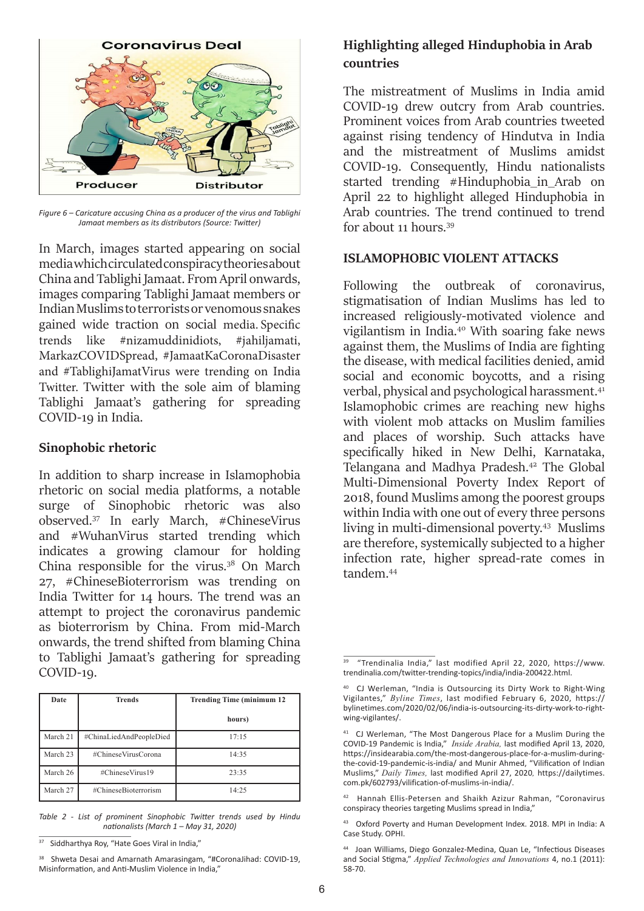Figure 6 – Caricature accusing China as a producer of the virus and Tablighi Jamaat members as its distributors (Source: Twitter)

In March, images started appearing on social media which circulated conspiracy theories about China and Tablighi Jamaat. From April onwards, images comparing Tablighi Jamaat members or Indian Muslims to terrorists or venomous snakes gained wide traction on social media. Specific trends like #nizamuddinidiots, #jahiljamati, MarkazCOVIDSpread, #JamaatKaCoronaDisaster and #TablighiJamatVirus were trending on India Twitter. Twitter with the sole aim of blaming Tablighi Jamaat's gathering for spreading COVID-19 in India.

### Sinophobic rhetoric

In addition to sharp increase in Islamophobia rhetoric on social media platforms, a notable surge of Sinophobic rhetoric was also observed.[37] In early March, #ChineseVirus and #WuhanVirus started trending which indicates a growing clamour for holding China responsible for the virus.[38] On March 27, #ChineseBioterrorism was trending on India Twitter for 14 hours. The trend was an attempt to project the coronavirus pandemic as bioterrorism by China. From mid-March onwards, the trend shifted from blaming China to Tablighi Jamaat's gathering for spreading COVID-19.

| Date | Trends | Trending Time (minimum 12 hours) |
|---|---|---|
| March 21 | #ChinaLiedAndPeopleDied | 17:15 |
| March 23 | #ChineseVirusCorona | 14:35 |
| March 26 | #ChineseVirus19 | 23:35 |
| March 27 | #ChineseBioterrorism | 14:25 |

*Table 2 - List of prominent Sinophobic Twitter trends used by Hindu nationalists (March 1 – May 31, 2020)*

### Highlighting alleged Hinduphobia in Arab countries

The mistreatment of Muslims in India amid COVID-19 drew outcry from Arab countries. Prominent voices from Arab countries tweeted against rising tendency of Hindutva in India and the mistreatment of Muslims amidst COVID-19. Consequently, Hindu nationalists started trending #Hinduphobia_in_Arab on April 22 to highlight alleged Hinduphobia in Arab countries. The trend continued to trend for about 11 hours.[39]

### ISLAMOPHOBIC VIOLENT ATTACKS

Following the outbreak of coronavirus, stigmatisation of Indian Muslims has led to increased religiously-motivated violence and vigilantism in India.[40] With soaring fake news against them, the Muslims of India are fighting the disease, with medical facilities denied, amid social and economic boycotts, and a rising verbal, physical and psychological harassment.[41] Islamophobic crimes are reaching new highs with violent mob attacks on Muslim families and places of worship. Such attacks have specifically hiked in New Delhi, Karnataka, Telangana and Madhya Pradesh.[42] The Global Multi-Dimensional Poverty Index Report of 2018, found Muslims among the poorest groups within India with one out of every three persons living in multi-dimensional poverty.[43] Muslims are therefore, systemically subjected to a higher infection rate, higher spread-rate comes in tandem.[44]

---

[37] Siddharthya Roy, "Hate Goes Viral in India,"

[38] Shweta Desai and Amarnath Amarasingam, "#CoronaJihad: COVID-19, Misinformation, and Anti-Muslim Violence in India,"

[39] "Trendinalia India," last modified April 22, 2020, https://www.trendinalia.com/twitter-trending-topics/india/india-200422.html.

[40] CJ Werleman, "India is Outsourcing its Dirty Work to Right-Wing Vigilantes," *Byline Times*, last modified February 6, 2020, https://bylinetimes.com/2020/02/06/india-is-outsourcing-its-dirty-work-to-right-wing-vigilantes/.

[41] CJ Werleman, "The Most Dangerous Place for a Muslim During the COVID-19 Pandemic is India," *Inside Arabia,* last modified April 13, 2020, https://insidearabia.com/the-most-dangerous-place-for-a-muslim-during-the-covid-19-pandemic-is-india/ and Munir Ahmed, "Vilification of Indian Muslims," *Daily Times,* last modified April 27, 2020, https://dailytimes.com.pk/602793/vilification-of-muslims-in-india/.

[42] Hannah Ellis-Petersen and Shaikh Azizur Rahman, "Coronavirus conspiracy theories targeting Muslims spread in India,"

[43] Oxford Poverty and Human Development Index. 2018. MPI in India: A Case Study. OPHI.

[44] Joan Williams, Diego Gonzalez-Medina, Quan Le, "Infectious Diseases and Social Stigma," *Applied Technologies and Innovations* 4, no.1 (2011): 58-70.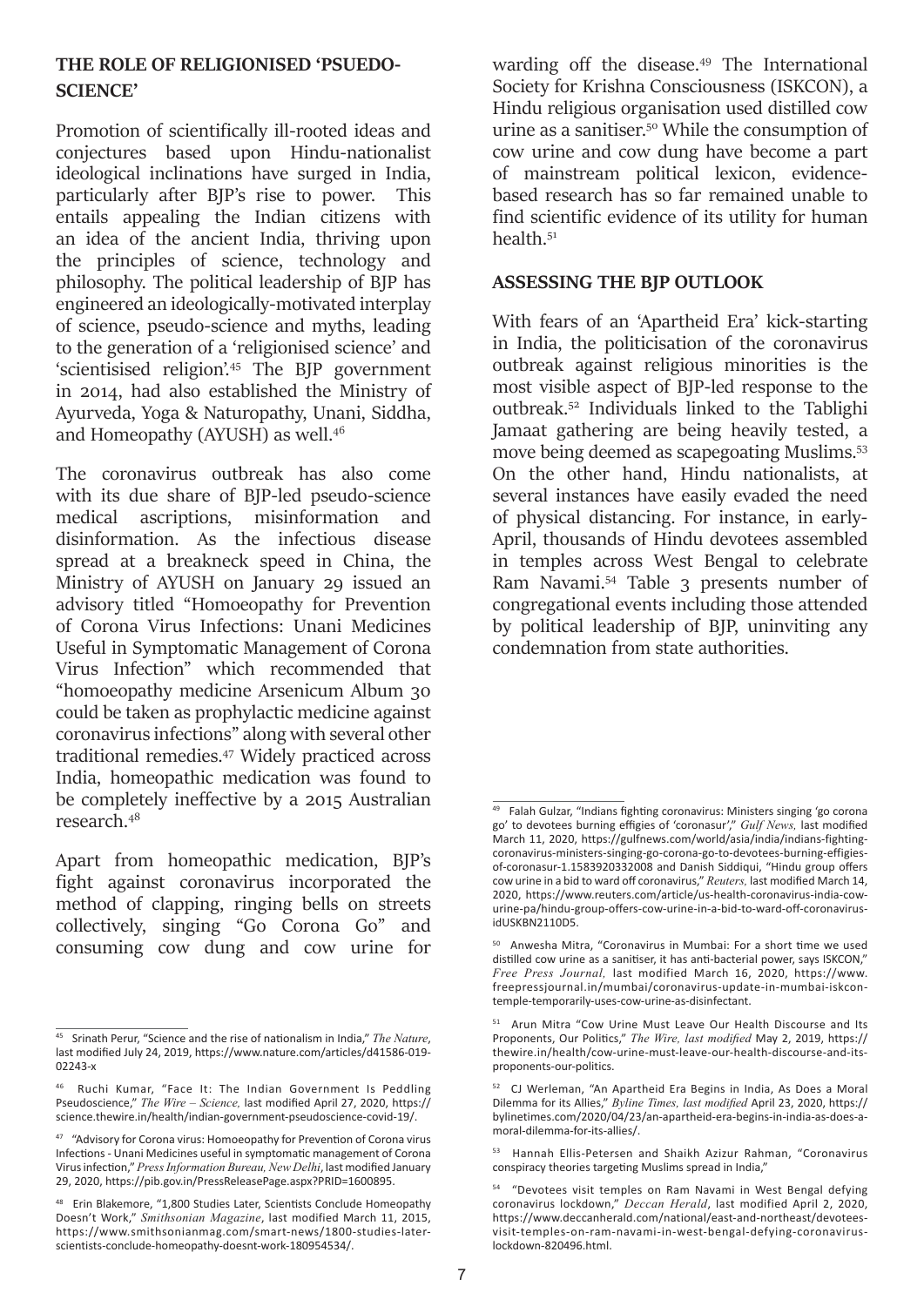## THE ROLE OF RELIGIONISED 'PSUEDO-SCIENCE'

Promotion of scientifically ill-rooted ideas and conjectures based upon Hindu-nationalist ideological inclinations have surged in India, particularly after BJP's rise to power. This entails appealing the Indian citizens with an idea of the ancient India, thriving upon the principles of science, technology and philosophy. The political leadership of BJP has engineered an ideologically-motivated interplay of science, pseudo-science and myths, leading to the generation of a 'religionised science' and 'scientisised religion'.[45] The BJP government in 2014, had also established the Ministry of Ayurveda, Yoga & Naturopathy, Unani, Siddha, and Homeopathy (AYUSH) as well.[46]

The coronavirus outbreak has also come with its due share of BJP-led pseudo-science medical ascriptions, misinformation and disinformation. As the infectious disease spread at a breakneck speed in China, the Ministry of AYUSH on January 29 issued an advisory titled "Homoeopathy for Prevention of Corona Virus Infections: Unani Medicines Useful in Symptomatic Management of Corona Virus Infection" which recommended that "homoeopathy medicine Arsenicum Album 30 could be taken as prophylactic medicine against coronavirus infections" along with several other traditional remedies.[47] Widely practiced across India, homeopathic medication was found to be completely ineffective by a 2015 Australian research.[48]

Apart from homeopathic medication, BJP's fight against coronavirus incorporated the method of clapping, ringing bells on streets collectively, singing "Go Corona Go" and consuming cow dung and cow urine for warding off the disease.[49] The International Society for Krishna Consciousness (ISKCON), a Hindu religious organisation used distilled cow urine as a sanitiser.[50] While the consumption of cow urine and cow dung have become a part of mainstream political lexicon, evidence-based research has so far remained unable to find scientific evidence of its utility for human health.[51]

## ASSESSING THE BJP OUTLOOK

With fears of an 'Apartheid Era' kick-starting in India, the politicisation of the coronavirus outbreak against religious minorities is the most visible aspect of BJP-led response to the outbreak.[52] Individuals linked to the Tablighi Jamaat gathering are being heavily tested, a move being deemed as scapegoating Muslims.[53] On the other hand, Hindu nationalists, at several instances have easily evaded the need of physical distancing. For instance, in early-April, thousands of Hindu devotees assembled in temples across West Bengal to celebrate Ram Navami.[54] Table 3 presents number of congregational events including those attended by political leadership of BJP, uninviting any condemnation from state authorities.

---

[45] Srinath Perur, "Science and the rise of nationalism in India," *The Nature*, last modified July 24, 2019, https://www.nature.com/articles/d41586-019-02243-x

[46] Ruchi Kumar, "Face It: The Indian Government Is Peddling Pseudoscience," *The Wire – Science,* last modified April 27, 2020, https://science.thewire.in/health/indian-government-pseudoscience-covid-19/.

[47] "Advisory for Corona virus: Homoeopathy for Prevention of Corona virus Infections - Unani Medicines useful in symptomatic management of Corona Virus infection," *Press Information Bureau, New Delhi*, last modified January 29, 2020, https://pib.gov.in/PressReleasePage.aspx?PRID=1600895.

[48] Erin Blakemore, "1,800 Studies Later, Scientists Conclude Homeopathy Doesn't Work," *Smithsonian Magazine*, last modified March 11, 2015, https://www.smithsonianmag.com/smart-news/1800-studies-later-scientists-conclude-homeopathy-doesnt-work-180954534/.

[49] Falah Gulzar, "Indians fighting coronavirus: Ministers singing 'go corona go' to devotees burning effigies of 'coronasur'," *Gulf News,* last modified March 11, 2020, https://gulfnews.com/world/asia/india/indians-fighting-coronavirus-ministers-singing-go-corona-go-to-devotees-burning-effigies-of-coronasur-1.1583920332008 and Danish Siddiqui, "Hindu group offers cow urine in a bid to ward off coronavirus," *Reuters,* last modified March 14, 2020, https://www.reuters.com/article/us-health-coronavirus-india-cow-urine-pa/hindu-group-offers-cow-urine-in-a-bid-to-ward-off-coronavirus-idUSKBN2110D5.

[50] Anwesha Mitra, "Coronavirus in Mumbai: For a short time we used distilled cow urine as a sanitiser, it has anti-bacterial power, says ISKCON," *Free Press Journal,* last modified March 16, 2020, https://www.freepressjournal.in/mumbai/coronavirus-update-in-mumbai-iskcon-temple-temporarily-uses-cow-urine-as-disinfectant.

[51] Arun Mitra "Cow Urine Must Leave Our Health Discourse and Its Proponents, Our Politics," *The Wire, last modified* May 2, 2019, https://thewire.in/health/cow-urine-must-leave-our-health-discourse-and-its-proponents-our-politics.

[52] CJ Werleman, "An Apartheid Era Begins in India, As Does a Moral Dilemma for its Allies," *Byline Times, last modified* April 23, 2020, https://bylinetimes.com/2020/04/23/an-apartheid-era-begins-in-india-as-does-a-moral-dilemma-for-its-allies/.

[53] Hannah Ellis-Petersen and Shaikh Azizur Rahman, "Coronavirus conspiracy theories targeting Muslims spread in India,"

[54] "Devotees visit temples on Ram Navami in West Bengal defying coronavirus lockdown," *Deccan Herald*, last modified April 2, 2020, https://www.deccanherald.com/national/east-and-northeast/devotees-visit-temples-on-ram-navami-in-west-bengal-defying-coronavirus-lockdown-820496.html.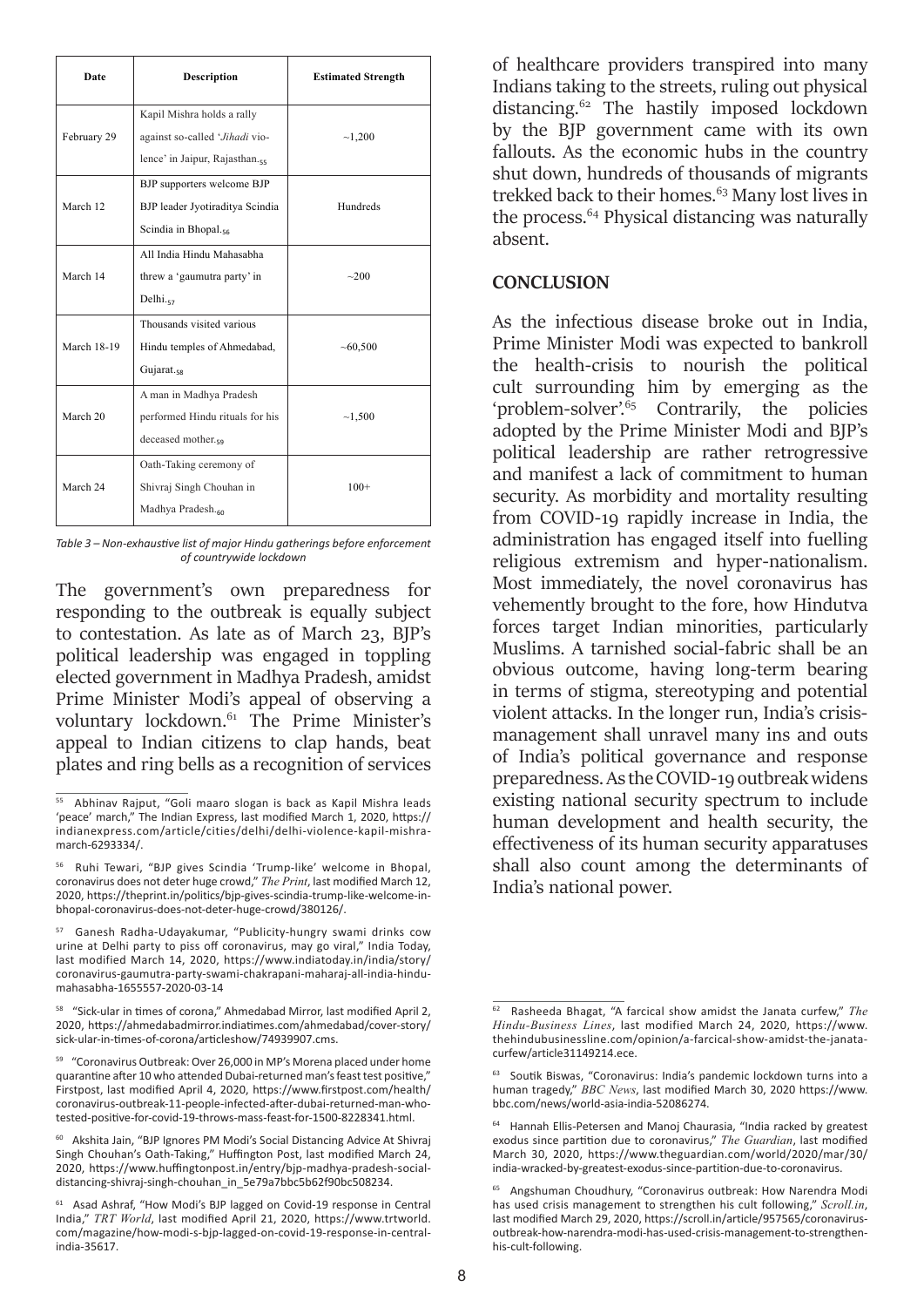| Date | Description | Estimated Strength |
|---|---|---|
| February 29 | Kapil Mishra holds a rally against so-called '*Jihadi* violence' in Jaipur, Rajasthan.[55] | ~1,200 |
| March 12 | BJP supporters welcome BJP BJP leader Jyotiraditya Scindia Scindia in Bhopal.[56] | Hundreds |
| March 14 | All India Hindu Mahasabha threw a 'gaumutra party' in Delhi.[57] | ~200 |
| March 18-19 | Thousands visited various Hindu temples of Ahmedabad, Gujarat.[58] | ~60,500 |
| March 20 | A man in Madhya Pradesh performed Hindu rituals for his deceased mother.[59] | ~1,500 |
| March 24 | Oath-Taking ceremony of Shivraj Singh Chouhan in Madhya Pradesh.[60] | 100+ |

*Table 3 – Non-exhaustive list of major Hindu gatherings before enforcement of countrywide lockdown*

The government's own preparedness for responding to the outbreak is equally subject to contestation. As late as of March 23, BJP's political leadership was engaged in toppling elected government in Madhya Pradesh, amidst Prime Minister Modi's appeal of observing a voluntary lockdown.[61] The Prime Minister's appeal to Indian citizens to clap hands, beat plates and ring bells as a recognition of services of healthcare providers transpired into many Indians taking to the streets, ruling out physical distancing.[62] The hastily imposed lockdown by the BJP government came with its own fallouts. As the economic hubs in the country shut down, hundreds of thousands of migrants trekked back to their homes.[63] Many lost lives in the process.[64] Physical distancing was naturally absent.

## CONCLUSION

As the infectious disease broke out in India, Prime Minister Modi was expected to bankroll the health-crisis to nourish the political cult surrounding him by emerging as the 'problem-solver'.[65] Contrarily, the policies adopted by the Prime Minister Modi and BJP's political leadership are rather retrogressive and manifest a lack of commitment to human security. As morbidity and mortality resulting from COVID-19 rapidly increase in India, the administration has engaged itself into fuelling religious extremism and hyper-nationalism. Most immediately, the novel coronavirus has vehemently brought to the fore, how Hindutva forces target Indian minorities, particularly Muslims. A tarnished social-fabric shall be an obvious outcome, having long-term bearing in terms of stigma, stereotyping and potential violent attacks. In the longer run, India's crisis-management shall unravel many ins and outs of India's political governance and response preparedness. As the COVID-19 outbreak widens existing national security spectrum to include human development and health security, the effectiveness of its human security apparatuses shall also count among the determinants of India's national power.

---

[55] Abhinav Rajput, "Goli maaro slogan is back as Kapil Mishra leads 'peace' march," The Indian Express, last modified March 1, 2020, https://indianexpress.com/article/cities/delhi/delhi-violence-kapil-mishra-march-6293334/.

[56] Ruhi Tewari, "BJP gives Scindia 'Trump-like' welcome in Bhopal, coronavirus does not deter huge crowd," *The Print*, last modified March 12, 2020, https://theprint.in/politics/bjp-gives-scindia-trump-like-welcome-in-bhopal-coronavirus-does-not-deter-huge-crowd/380126/.

[57] Ganesh Radha-Udayakumar, "Publicity-hungry swami drinks cow urine at Delhi party to piss off coronavirus, may go viral," India Today, last modified March 14, 2020, https://www.indiatoday.in/india/story/coronavirus-gaumutra-party-swami-chakrapani-maharaj-all-india-hindu-mahasabha-1655557-2020-03-14

[58] "Sick-ular in times of corona," Ahmedabad Mirror, last modified April 2, 2020, https://ahmedabadmirror.indiatimes.com/ahmedabad/cover-story/sick-ular-in-times-of-corona/articleshow/74939907.cms.

[59] "Coronavirus Outbreak: Over 26,000 in MP's Morena placed under home quarantine after 10 who attended Dubai-returned man's feast test positive," Firstpost, last modified April 4, 2020, https://www.firstpost.com/health/coronavirus-outbreak-11-people-infected-after-dubai-returned-man-who-tested-positive-for-covid-19-throws-mass-feast-for-1500-8228341.html.

[60] Akshita Jain, "BJP Ignores PM Modi's Social Distancing Advice At Shivraj Singh Chouhan's Oath-Taking," Huffington Post, last modified March 24, 2020, https://www.huffingtonpost.in/entry/bjp-madhya-pradesh-social-distancing-shivraj-singh-chouhan_in_5e79a7bbc5b62f90bc508234.

[61] Asad Ashraf, "How Modi's BJP lagged on Covid-19 response in Central India," *TRT World*, last modified April 21, 2020, https://www.trtworld.com/magazine/how-modi-s-bjp-lagged-on-covid-19-response-in-central-india-35617.

[62] Rasheeda Bhagat, "A farcical show amidst the Janata curfew," *The Hindu-Business Lines*, last modified March 24, 2020, https://www.thehindubusinessline.com/opinion/a-farcical-show-amidst-the-janata-curfew/article31149214.ece.

[63] Soutik Biswas, "Coronavirus: India's pandemic lockdown turns into a human tragedy," *BBC News*, last modified March 30, 2020 https://www.bbc.com/news/world-asia-india-52086274.

[64] Hannah Ellis-Petersen and Manoj Chaurasia, "India racked by greatest exodus since partition due to coronavirus," *The Guardian*, last modified March 30, 2020, https://www.theguardian.com/world/2020/mar/30/india-wracked-by-greatest-exodus-since-partition-due-to-coronavirus.

[65] Angshuman Choudhury, "Coronavirus outbreak: How Narendra Modi has used crisis management to strengthen his cult following," *Scroll.in*, last modified March 29, 2020, https://scroll.in/article/957565/coronavirus-outbreak-how-narendra-modi-has-used-crisis-management-to-strengthen-his-cult-following.